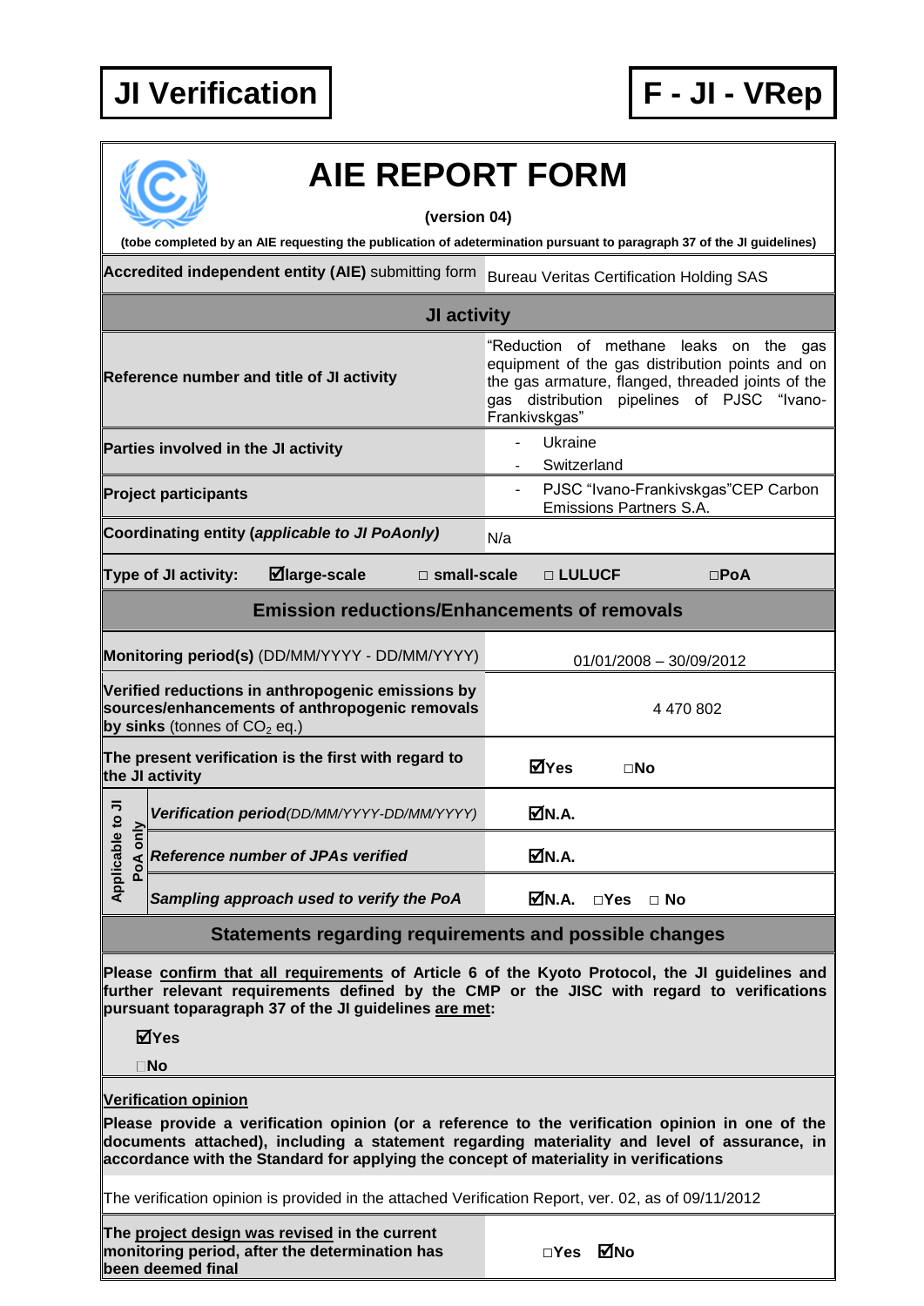**JI Verification** | **F - JI - VRep**

# AIE REPORT FORM

**(version 04)**

**(tobe completed by an AIE requesting the publication of adetermination pursuant to paragraph 37 of the JI guidelines)**

| | |
|---|---|
| **Accredited independent entity (AIE)** submitting form | Bureau Veritas Certification Holding SAS |
| **JI activity** | |
| **Reference number and title of JI activity** | "Reduction of methane leaks on the gas equipment of the gas distribution points and on the gas armature, flanged, threaded joints of the gas distribution pipelines of PJSC "Ivano-Frankivskgas" |
| **Parties involved in the JI activity** | - Ukraine<br>- Switzerland |
| **Project participants** | - PJSC "Ivano-Frankivskgas"CEP Carbon Emissions Partners S.A. |
| **Coordinating entity** (*applicable to JI PoAonly*) | N/a |
| **Type of JI activity:** ☑**large-scale** □ **small-scale** □ **LULUCF** □**PoA** | |
| **Emission reductions/Enhancements of removals** | |
| **Monitoring period(s)** (DD/MM/YYYY - DD/MM/YYYY) | 01/01/2008 – 30/09/2012 |
| **Verified reductions in anthropogenic emissions by sources/enhancements of anthropogenic removals by sinks** (tonnes of $CO_2$ eq.) | 4 470 802 |
| **The present verification is the first with regard to the JI activity** | ☑**Yes** □**No** |
| *Applicable to JI PoA only:* ***Verification period****(DD/MM/YYYY-DD/MM/YYYY)* | ☑**N.A.** |
| *Applicable to JI PoA only:* ***Reference number of JPAs verified*** | ☑**N.A.** |
| *Applicable to JI PoA only:* ***Sampling approach used to verify the PoA*** | ☑**N.A.** □**Yes** □ **No** |

## Statements regarding requirements and possible changes

**Please confirm that all requirements of Article 6 of the Kyoto Protocol, the JI guidelines and further relevant requirements defined by the CMP or the JISC with regard to verifications pursuant toparagraph 37 of the JI guidelines are met:**

☑**Yes**

□**No**

**Verification opinion**

**Please provide a verification opinion (or a reference to the verification opinion in one of the documents attached), including a statement regarding materiality and level of assurance, in accordance with the Standard for applying the concept of materiality in verifications**

The verification opinion is provided in the attached Verification Report, ver. 02, as of 09/11/2012

| | |
|---|---|
| **The project design was revised in the current monitoring period, after the determination has been deemed final** | □**Yes** ☑**No** |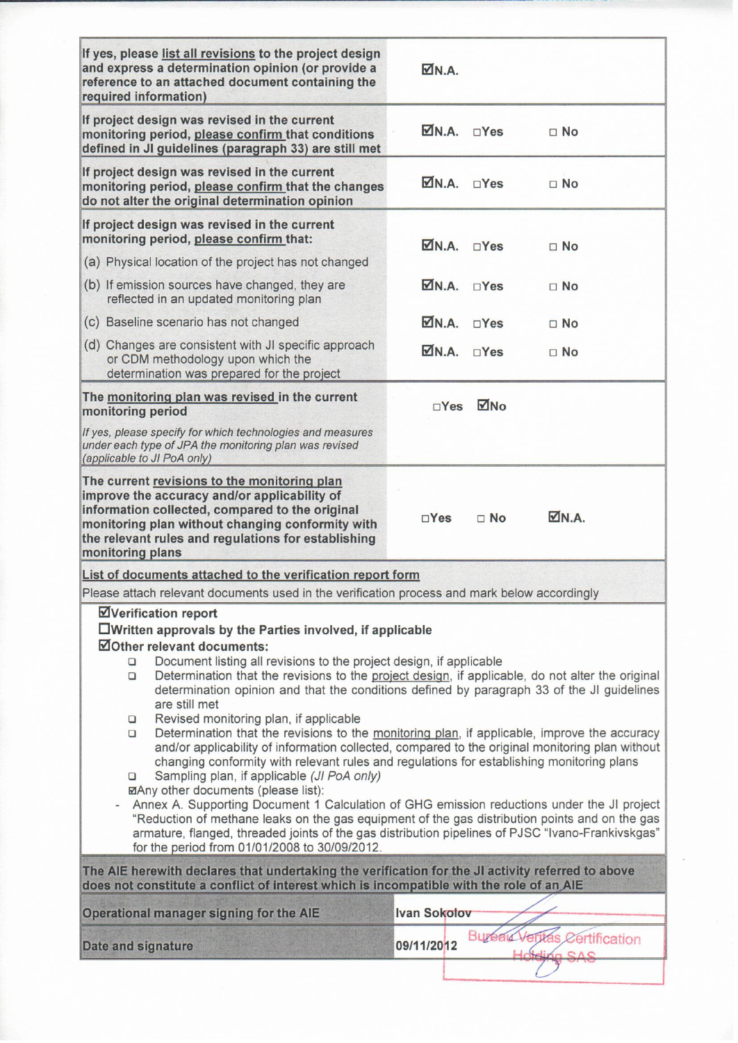| | |
|---|---|
| **If yes, please list all revisions to the project design and express a determination opinion (or provide a reference to an attached document containing the required information)** | ☑N.A. |
| **If project design was revised in the current monitoring period, please confirm that conditions defined in JI guidelines (paragraph 33) are still met** | ☑N.A. ☐Yes ☐ No |
| **If project design was revised in the current monitoring period, please confirm that the changes do not alter the original determination opinion** | ☑N.A. ☐Yes ☐ No |
| **If project design was revised in the current monitoring period, please confirm that:** (a) Physical location of the project has not changed | ☑N.A. ☐Yes ☐ No |
| (b) If emission sources have changed, they are reflected in an updated monitoring plan | ☑N.A. ☐Yes ☐ No |
| (c) Baseline scenario has not changed | ☑N.A. ☐Yes ☐ No |
| (d) Changes are consistent with JI specific approach or CDM methodology upon which the determination was prepared for the project | ☑N.A. ☐Yes ☐ No |
| **The monitoring plan was revised in the current monitoring period** *If yes, please specify for which technologies and measures under each type of JPA the monitoring plan was revised (applicable to JI PoA only)* | ☐Yes ☑No |
| **The current revisions to the monitoring plan improve the accuracy and/or applicability of information collected, compared to the original monitoring plan without changing conformity with the relevant rules and regulations for establishing monitoring plans** | ☐Yes ☐ No ☑N.A. |

**List of documents attached to the verification report form**

Please attach relevant documents used in the verification process and mark below accordingly

☑**Verification report**

☐**Written approvals by the Parties involved, if applicable**

☑**Other relevant documents:**

- ☐ Document listing all revisions to the project design, if applicable
- ☐ Determination that the revisions to the project design, if applicable, do not alter the original determination opinion and that the conditions defined by paragraph 33 of the JI guidelines are still met
- ☐ Revised monitoring plan, if applicable
- ☐ Determination that the revisions to the monitoring plan, if applicable, improve the accuracy and/or applicability of information collected, compared to the original monitoring plan without changing conformity with relevant rules and regulations for establishing monitoring plans
- ☐ Sampling plan, if applicable *(JI PoA only)*

☑Any other documents (please list):

- Annex A. Supporting Document 1 Calculation of GHG emission reductions under the JI project "Reduction of methane leaks on the gas equipment of the gas distribution points and on the gas armature, flanged, threaded joints of the gas distribution pipelines of PJSC "Ivano-Frankivskgas" for the period from 01/01/2008 to 30/09/2012.

**The AIE herewith declares that undertaking the verification for the JI activity referred to above does not constitute a conflict of interest which is incompatible with the role of an AIE**

| | |
|---|---|
| **Operational manager signing for the AIE** | **Ivan Sokolov** |
| **Date and signature** | **09/11/2012** Bureau Veritas Certification Holding SAS |